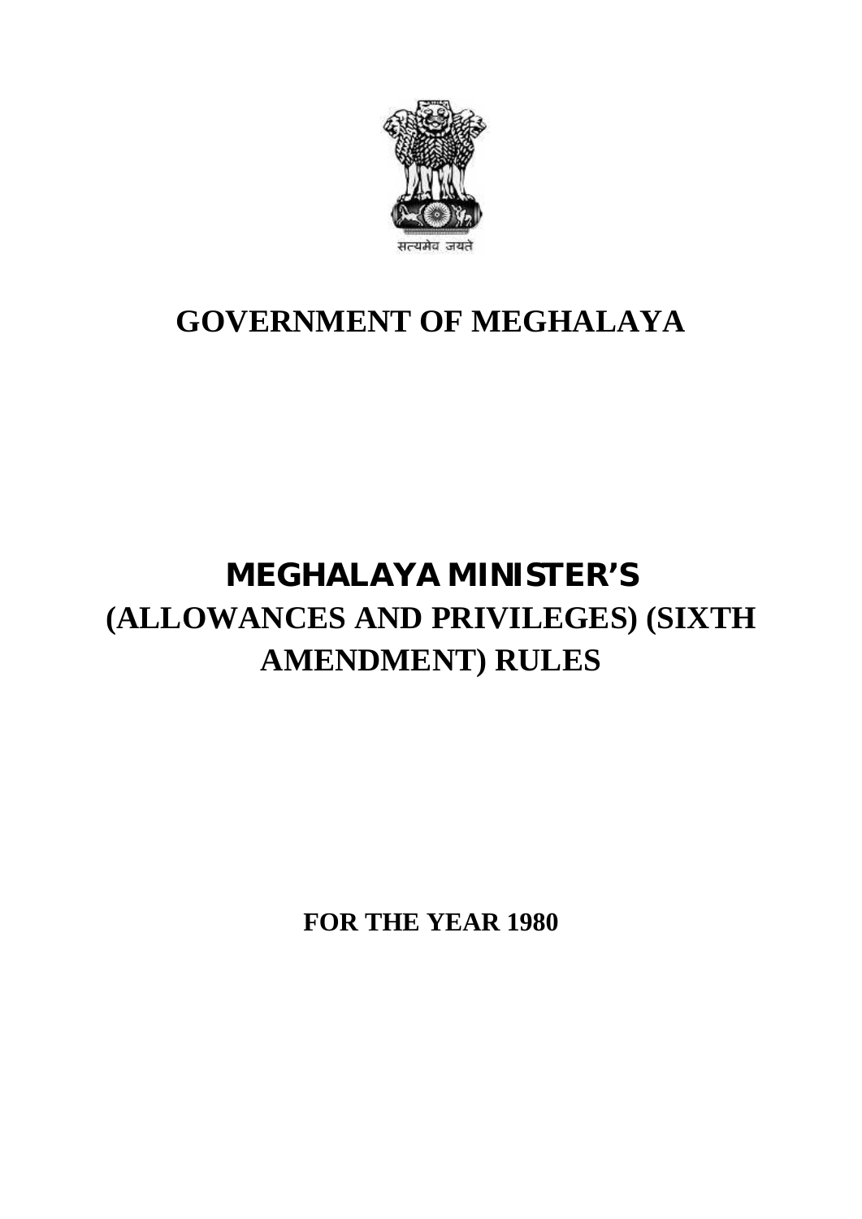सत्यमेव जयते

# GOVERNMENT OF MEGHALAYA

# MEGHALAYA MINISTER'S (ALLOWANCES AND PRIVILEGES) (SIXTH AMENDMENT) RULES

**FOR THE YEAR 1980**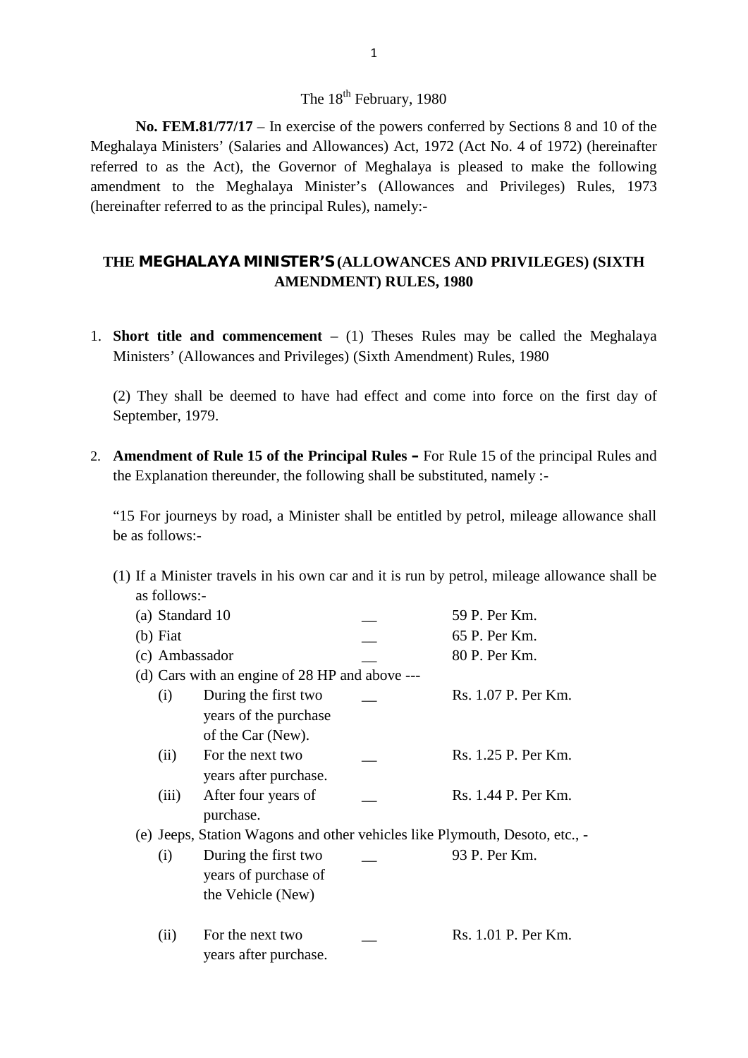The 18th February, 1980

**No. FEM.81/77/17** – In exercise of the powers conferred by Sections 8 and 10 of the Meghalaya Ministers' (Salaries and Allowances) Act, 1972 (Act No. 4 of 1972) (hereinafter referred to as the Act), the Governor of Meghalaya is pleased to make the following amendment to the Meghalaya Minister's (Allowances and Privileges) Rules, 1973 (hereinafter referred to as the principal Rules), namely:-

## THE MEGHALAYA MINISTER'S (ALLOWANCES AND PRIVILEGES) (SIXTH AMENDMENT) RULES, 1980

1. **Short title and commencement** – (1) Theses Rules may be called the Meghalaya Ministers' (Allowances and Privileges) (Sixth Amendment) Rules, 1980

   (2) They shall be deemed to have had effect and come into force on the first day of September, 1979.

2. **Amendment of Rule 15 of the Principal Rules –** For Rule 15 of the principal Rules and the Explanation thereunder, the following shall be substituted, namely :-

   "15 For journeys by road, a Minister shall be entitled by petrol, mileage allowance shall be as follows:-

   (1) If a Minister travels in his own car and it is run by petrol, mileage allowance shall be as follows:-

   (a) Standard 10 __ 59 P. Per Km.

   (b) Fiat __ 65 P. Per Km.

   (c) Ambassador __ 80 P. Per Km.

   (d) Cars with an engine of 28 HP and above ---

   (i) During the first two years of the purchase of the Car (New). __ Rs. 1.07 P. Per Km.

   (ii) For the next two years after purchase. __ Rs. 1.25 P. Per Km.

   (iii) After four years of purchase. __ Rs. 1.44 P. Per Km.

   (e) Jeeps, Station Wagons and other vehicles like Plymouth, Desoto, etc., -

   (i) During the first two years of purchase of the Vehicle (New) __ 93 P. Per Km.

   (ii) For the next two years after purchase. __ Rs. 1.01 P. Per Km.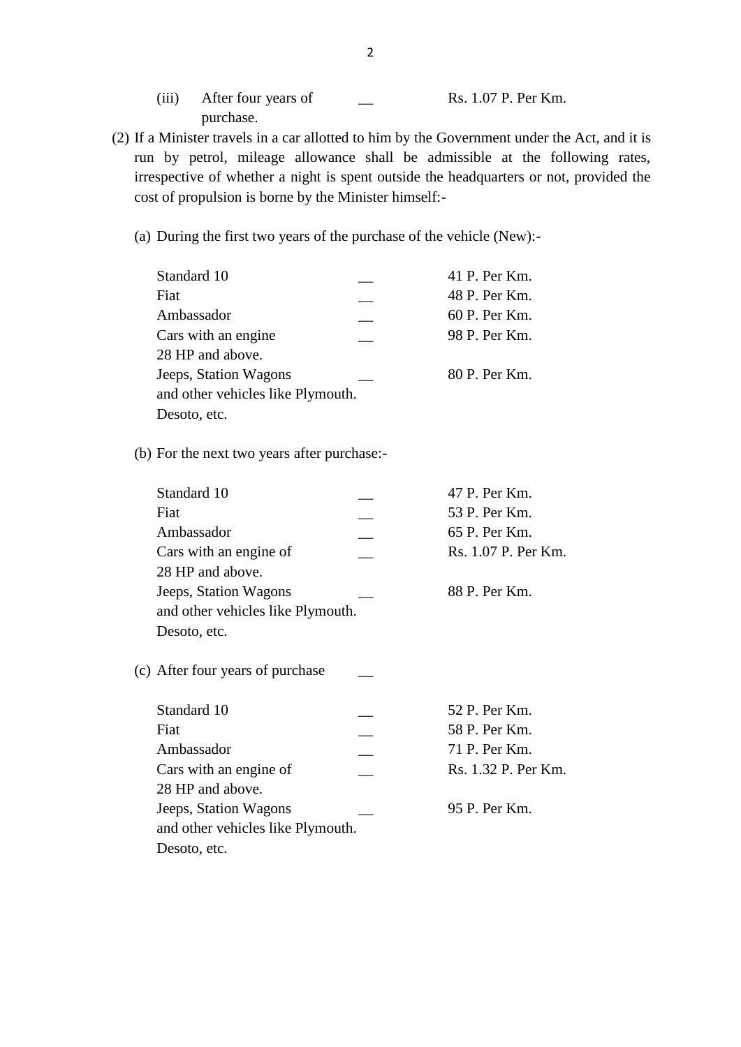(iii) After four years of purchase. — Rs. 1.07 P. Per Km.

(2) If a Minister travels in a car allotted to him by the Government under the Act, and it is run by petrol, mileage allowance shall be admissible at the following rates, irrespective of whether a night is spent outside the headquarters or not, provided the cost of propulsion is borne by the Minister himself:-

(a) During the first two years of the purchase of the vehicle (New):-

| | | |
|---|---|---|
| Standard 10 | — | 41 P. Per Km. |
| Fiat | — | 48 P. Per Km. |
| Ambassador | — | 60 P. Per Km. |
| Cars with an engine 28 HP and above. | — | 98 P. Per Km. |
| Jeeps, Station Wagons and other vehicles like Plymouth. Desoto, etc. | — | 80 P. Per Km. |

(b) For the next two years after purchase:-

| | | |
|---|---|---|
| Standard 10 | — | 47 P. Per Km. |
| Fiat | — | 53 P. Per Km. |
| Ambassador | — | 65 P. Per Km. |
| Cars with an engine of 28 HP and above. | — | Rs. 1.07 P. Per Km. |
| Jeeps, Station Wagons and other vehicles like Plymouth. Desoto, etc. | — | 88 P. Per Km. |

(c) After four years of purchase —

| | | |
|---|---|---|
| Standard 10 | — | 52 P. Per Km. |
| Fiat | — | 58 P. Per Km. |
| Ambassador | — | 71 P. Per Km. |
| Cars with an engine of 28 HP and above. | — | Rs. 1.32 P. Per Km. |
| Jeeps, Station Wagons and other vehicles like Plymouth. Desoto, etc. | — | 95 P. Per Km. |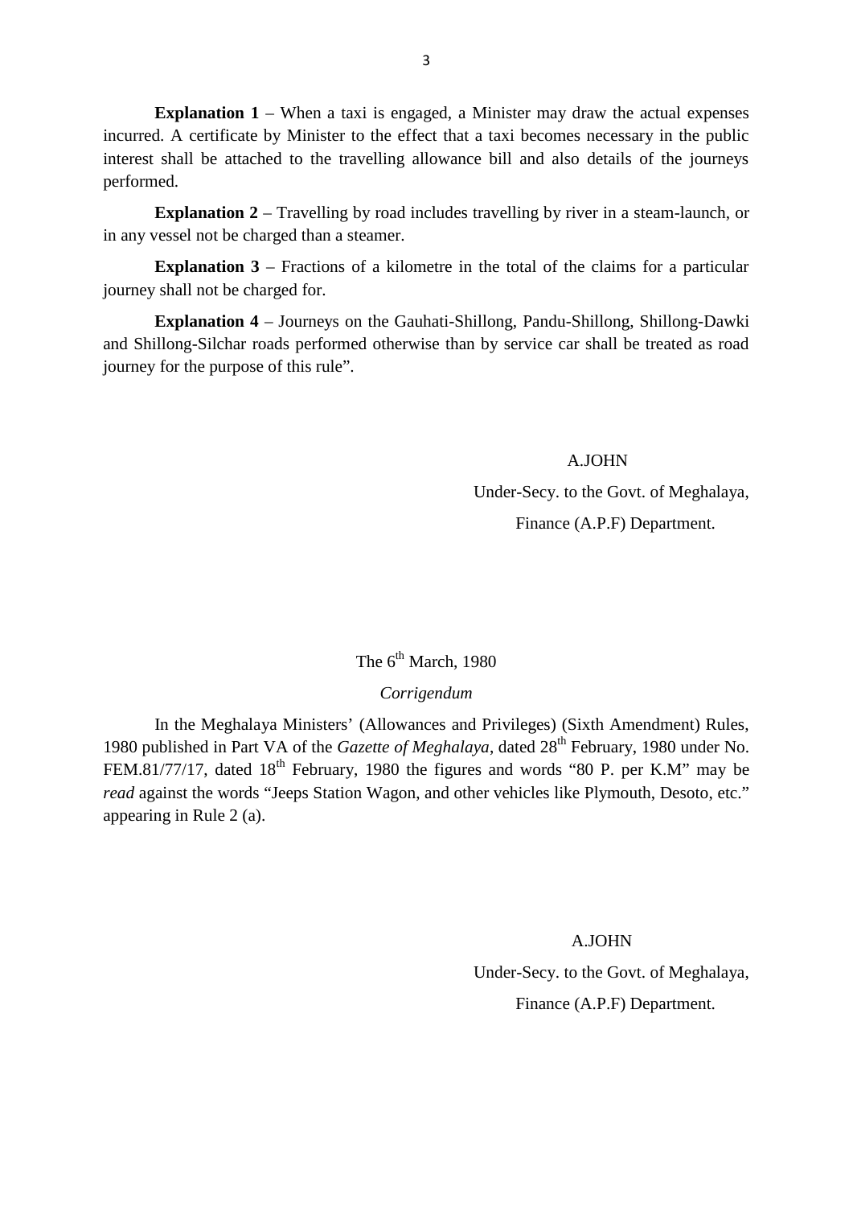**Explanation 1** – When a taxi is engaged, a Minister may draw the actual expenses incurred. A certificate by Minister to the effect that a taxi becomes necessary in the public interest shall be attached to the travelling allowance bill and also details of the journeys performed.

**Explanation 2** – Travelling by road includes travelling by river in a steam-launch, or in any vessel not be charged than a steamer.

**Explanation 3** – Fractions of a kilometre in the total of the claims for a particular journey shall not be charged for.

**Explanation 4** – Journeys on the Gauhati-Shillong, Pandu-Shillong, Shillong-Dawki and Shillong-Silchar roads performed otherwise than by service car shall be treated as road journey for the purpose of this rule".

A.JOHN
Under-Secy. to the Govt. of Meghalaya,
Finance (A.P.F) Department.

The 6th March, 1980

*Corrigendum*

In the Meghalaya Ministers' (Allowances and Privileges) (Sixth Amendment) Rules, 1980 published in Part VA of the *Gazette of Meghalaya*, dated 28th February, 1980 under No. FEM.81/77/17, dated 18th February, 1980 the figures and words "80 P. per K.M" may be *read* against the words "Jeeps Station Wagon, and other vehicles like Plymouth, Desoto, etc." appearing in Rule 2 (a).

A.JOHN
Under-Secy. to the Govt. of Meghalaya,
Finance (A.P.F) Department.